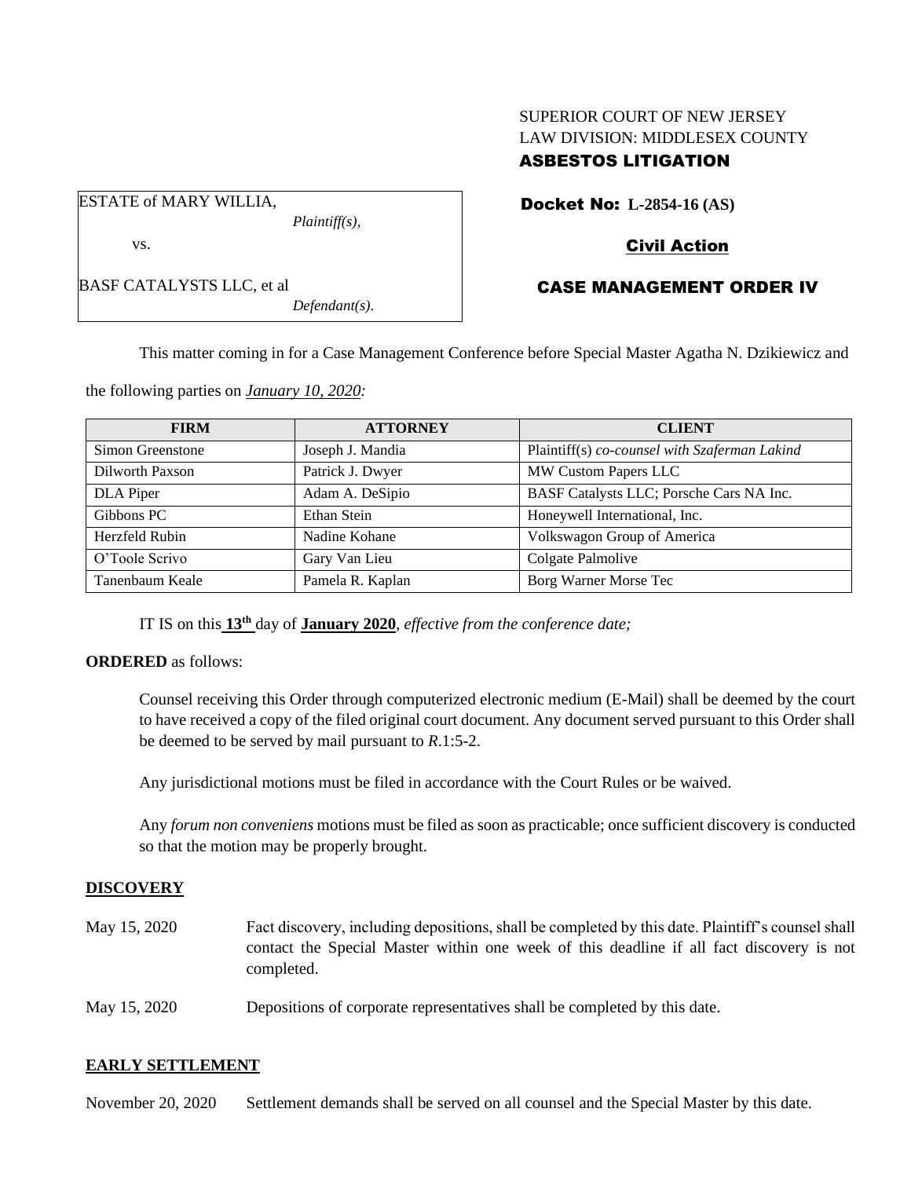SUPERIOR COURT OF NEW JERSEY
LAW DIVISION: MIDDLESEX COUNTY
**ASBESTOS LITIGATION**

ESTATE of MARY WILLIA,
*Plaintiff(s),*

vs.

BASF CATALYSTS LLC, et al
*Defendant(s).*

**Docket No: L-2854-16 (AS)**

**Civil Action**

**CASE MANAGEMENT ORDER IV**

This matter coming in for a Case Management Conference before Special Master Agatha N. Dzikiewicz and the following parties on ***January 10, 2020:***

| FIRM | ATTORNEY | CLIENT |
| --- | --- | --- |
| Simon Greenstone | Joseph J. Mandia | Plaintiff(s) *co-counsel with Szaferman Lakind* |
| Dilworth Paxson | Patrick J. Dwyer | MW Custom Papers LLC |
| DLA Piper | Adam A. DeSipio | BASF Catalysts LLC; Porsche Cars NA Inc. |
| Gibbons PC | Ethan Stein | Honeywell International, Inc. |
| Herzfeld Rubin | Nadine Kohane | Volkswagon Group of America |
| O'Toole Scrivo | Gary Van Lieu | Colgate Palmolive |
| Tanenbaum Keale | Pamela R. Kaplan | Borg Warner Morse Tec |

IT IS on this **13th** day of **January 2020**, *effective from the conference date;*

**ORDERED** as follows:

Counsel receiving this Order through computerized electronic medium (E-Mail) shall be deemed by the court to have received a copy of the filed original court document. Any document served pursuant to this Order shall be deemed to be served by mail pursuant to *R*.1:5-2.

Any jurisdictional motions must be filed in accordance with the Court Rules or be waived.

Any *forum non conveniens* motions must be filed as soon as practicable; once sufficient discovery is conducted so that the motion may be properly brought.

## DISCOVERY

May 15, 2020 — Fact discovery, including depositions, shall be completed by this date. Plaintiff's counsel shall contact the Special Master within one week of this deadline if all fact discovery is not completed.

May 15, 2020 — Depositions of corporate representatives shall be completed by this date.

## EARLY SETTLEMENT

November 20, 2020 — Settlement demands shall be served on all counsel and the Special Master by this date.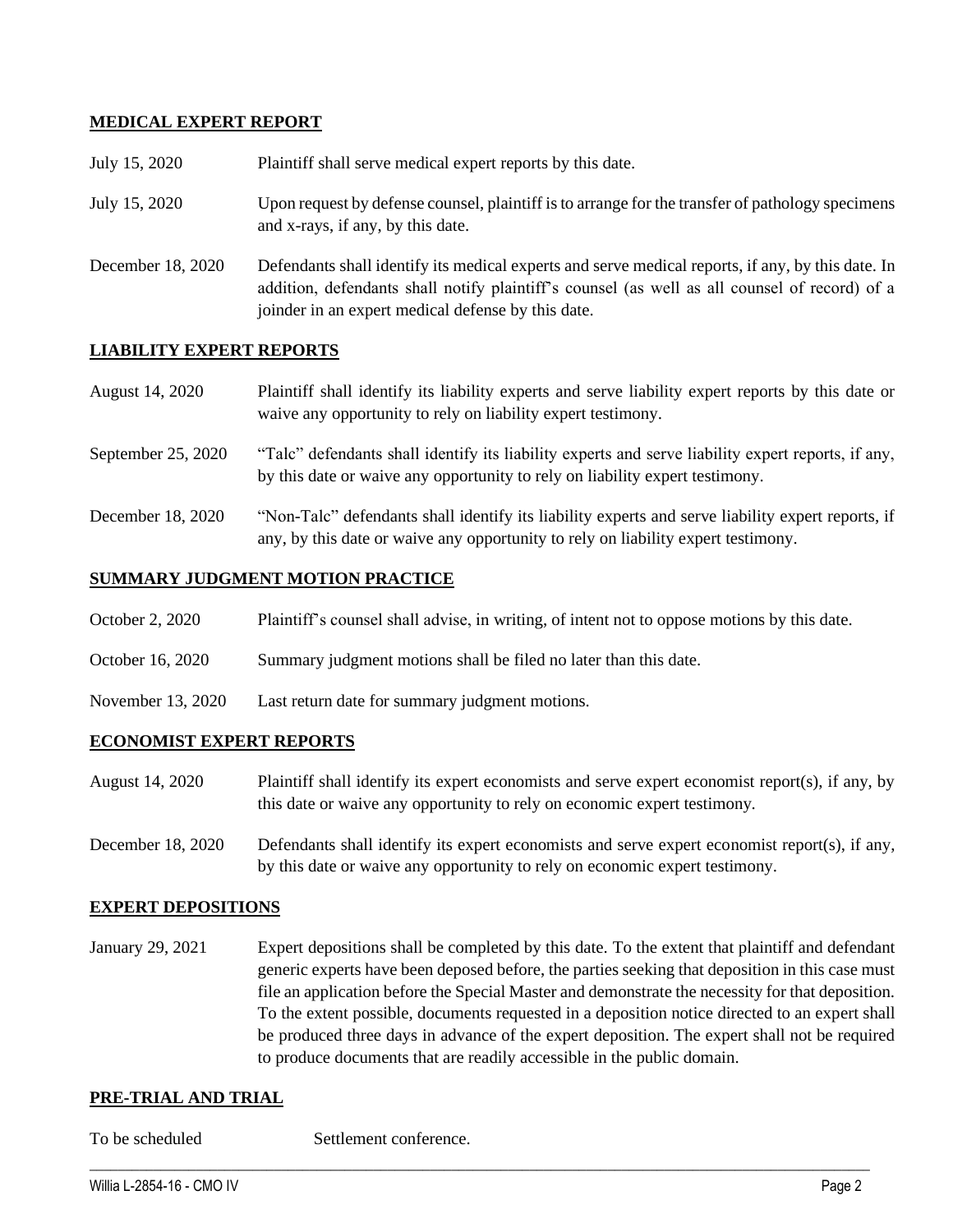**MEDICAL EXPERT REPORT**

| | |
|---|---|
| July 15, 2020 | Plaintiff shall serve medical expert reports by this date. |
| July 15, 2020 | Upon request by defense counsel, plaintiff is to arrange for the transfer of pathology specimens and x-rays, if any, by this date. |
| December 18, 2020 | Defendants shall identify its medical experts and serve medical reports, if any, by this date. In addition, defendants shall notify plaintiff's counsel (as well as all counsel of record) of a joinder in an expert medical defense by this date. |

**LIABILITY EXPERT REPORTS**

| | |
|---|---|
| August 14, 2020 | Plaintiff shall identify its liability experts and serve liability expert reports by this date or waive any opportunity to rely on liability expert testimony. |
| September 25, 2020 | "Talc" defendants shall identify its liability experts and serve liability expert reports, if any, by this date or waive any opportunity to rely on liability expert testimony. |
| December 18, 2020 | "Non-Talc" defendants shall identify its liability experts and serve liability expert reports, if any, by this date or waive any opportunity to rely on liability expert testimony. |

**SUMMARY JUDGMENT MOTION PRACTICE**

| | |
|---|---|
| October 2, 2020 | Plaintiff's counsel shall advise, in writing, of intent not to oppose motions by this date. |
| October 16, 2020 | Summary judgment motions shall be filed no later than this date. |
| November 13, 2020 | Last return date for summary judgment motions. |

**ECONOMIST EXPERT REPORTS**

| | |
|---|---|
| August 14, 2020 | Plaintiff shall identify its expert economists and serve expert economist report(s), if any, by this date or waive any opportunity to rely on economic expert testimony. |
| December 18, 2020 | Defendants shall identify its expert economists and serve expert economist report(s), if any, by this date or waive any opportunity to rely on economic expert testimony. |

**EXPERT DEPOSITIONS**

| | |
|---|---|
| January 29, 2021 | Expert depositions shall be completed by this date. To the extent that plaintiff and defendant generic experts have been deposed before, the parties seeking that deposition in this case must file an application before the Special Master and demonstrate the necessity for that deposition. To the extent possible, documents requested in a deposition notice directed to an expert shall be produced three days in advance of the expert deposition. The expert shall not be required to produce documents that are readily accessible in the public domain. |

**PRE-TRIAL AND TRIAL**

| | |
|---|---|
| To be scheduled | Settlement conference. |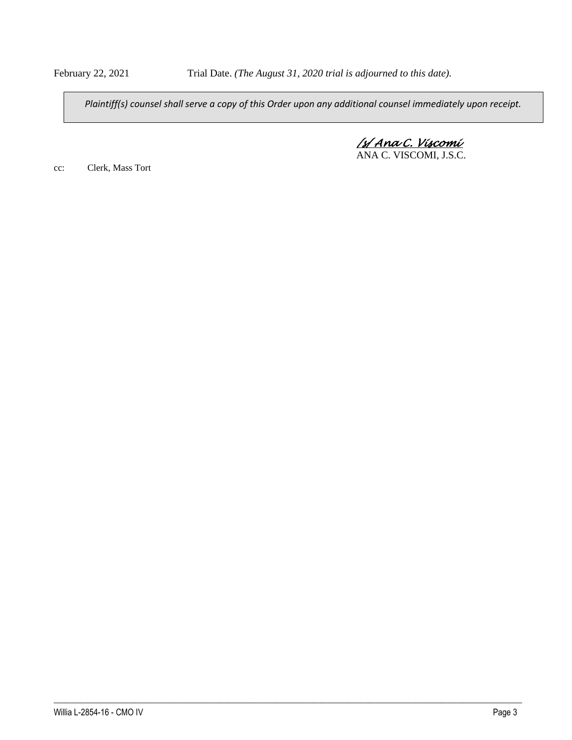| | |
|---|---|
| February 22, 2021 | Trial Date. *(The August 31, 2020 trial is adjourned to this date).* |

*Plaintiff(s) counsel shall serve a copy of this Order upon any additional counsel immediately upon receipt.*

*/s/ Ana C. Viscomi*
ANA C. VISCOMI, J.S.C.

cc: Clerk, Mass Tort